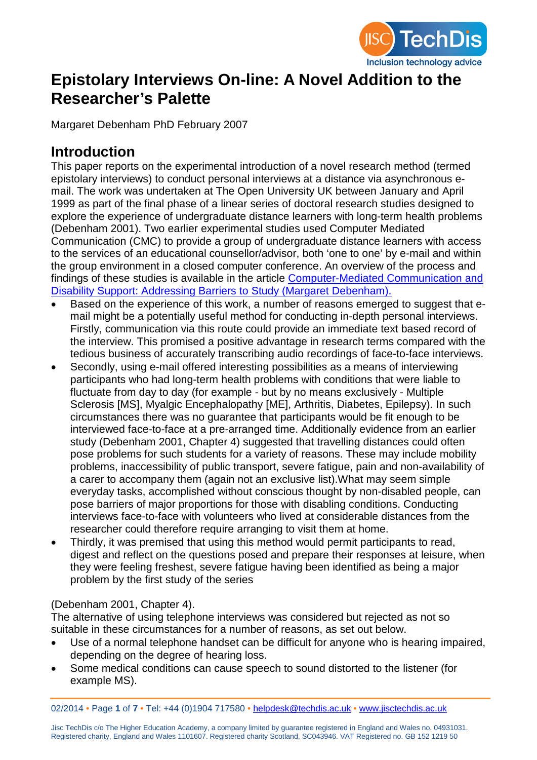# Epistolary Interviews On-line: A Novel Addition to the Researcher's Palette

Margaret Debenham PhD February 2007

## Introduction

This paper reports on the experimental introduction of a novel research method (termed epistolary interviews) to conduct personal interviews at a distance via asynchronous e-mail. The work was undertaken at The Open University UK between January and April 1999 as part of the final phase of a linear series of doctoral research studies designed to explore the experience of undergraduate distance learners with long-term health problems (Debenham 2001). Two earlier experimental studies used Computer Mediated Communication (CMC) to provide a group of undergraduate distance learners with access to the services of an educational counsellor/advisor, both 'one to one' by e-mail and within the group environment in a closed computer conference. An overview of the process and findings of these studies is available in the article Computer-Mediated Communication and Disability Support: Addressing Barriers to Study (Margaret Debenham).

- Based on the experience of this work, a number of reasons emerged to suggest that e-mail might be a potentially useful method for conducting in-depth personal interviews. Firstly, communication via this route could provide an immediate text based record of the interview. This promised a positive advantage in research terms compared with the tedious business of accurately transcribing audio recordings of face-to-face interviews.
- Secondly, using e-mail offered interesting possibilities as a means of interviewing participants who had long-term health problems with conditions that were liable to fluctuate from day to day (for example - but by no means exclusively - Multiple Sclerosis [MS], Myalgic Encephalopathy [ME], Arthritis, Diabetes, Epilepsy). In such circumstances there was no guarantee that participants would be fit enough to be interviewed face-to-face at a pre-arranged time. Additionally evidence from an earlier study (Debenham 2001, Chapter 4) suggested that travelling distances could often pose problems for such students for a variety of reasons. These may include mobility problems, inaccessibility of public transport, severe fatigue, pain and non-availability of a carer to accompany them (again not an exclusive list).What may seem simple everyday tasks, accomplished without conscious thought by non-disabled people, can pose barriers of major proportions for those with disabling conditions. Conducting interviews face-to-face with volunteers who lived at considerable distances from the researcher could therefore require arranging to visit them at home.
- Thirdly, it was premised that using this method would permit participants to read, digest and reflect on the questions posed and prepare their responses at leisure, when they were feeling freshest, severe fatigue having been identified as being a major problem by the first study of the series

(Debenham 2001, Chapter 4).

The alternative of using telephone interviews was considered but rejected as not so suitable in these circumstances for a number of reasons, as set out below.

- Use of a normal telephone handset can be difficult for anyone who is hearing impaired, depending on the degree of hearing loss.
- Some medical conditions can cause speech to sound distorted to the listener (for example MS).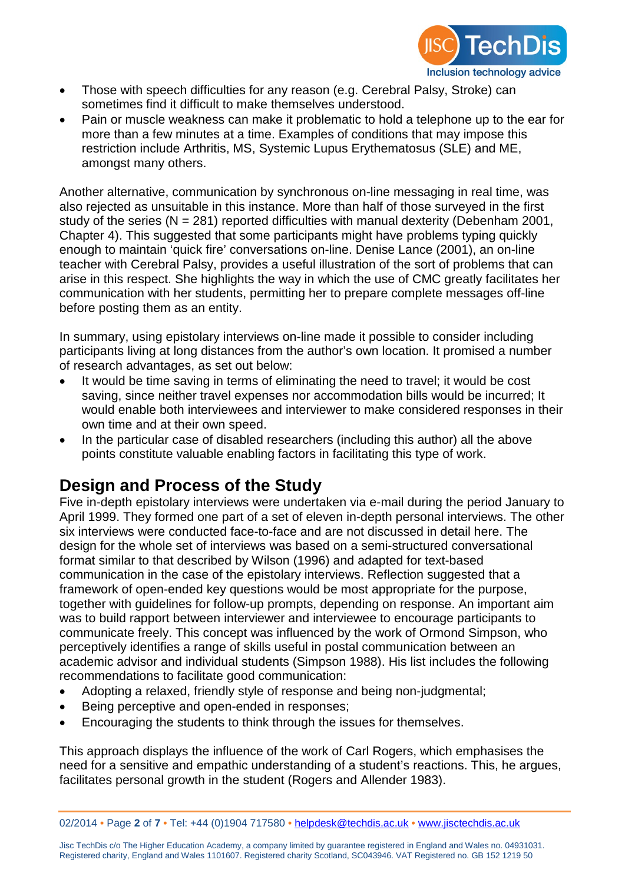- Those with speech difficulties for any reason (e.g. Cerebral Palsy, Stroke) can sometimes find it difficult to make themselves understood.
- Pain or muscle weakness can make it problematic to hold a telephone up to the ear for more than a few minutes at a time. Examples of conditions that may impose this restriction include Arthritis, MS, Systemic Lupus Erythematosus (SLE) and ME, amongst many others.

Another alternative, communication by synchronous on-line messaging in real time, was also rejected as unsuitable in this instance. More than half of those surveyed in the first study of the series (N = 281) reported difficulties with manual dexterity (Debenham 2001, Chapter 4). This suggested that some participants might have problems typing quickly enough to maintain 'quick fire' conversations on-line. Denise Lance (2001), an on-line teacher with Cerebral Palsy, provides a useful illustration of the sort of problems that can arise in this respect. She highlights the way in which the use of CMC greatly facilitates her communication with her students, permitting her to prepare complete messages off-line before posting them as an entity.

In summary, using epistolary interviews on-line made it possible to consider including participants living at long distances from the author's own location. It promised a number of research advantages, as set out below:

- It would be time saving in terms of eliminating the need to travel; it would be cost saving, since neither travel expenses nor accommodation bills would be incurred; It would enable both interviewees and interviewer to make considered responses in their own time and at their own speed.
- In the particular case of disabled researchers (including this author) all the above points constitute valuable enabling factors in facilitating this type of work.

## Design and Process of the Study

Five in-depth epistolary interviews were undertaken via e-mail during the period January to April 1999. They formed one part of a set of eleven in-depth personal interviews. The other six interviews were conducted face-to-face and are not discussed in detail here. The design for the whole set of interviews was based on a semi-structured conversational format similar to that described by Wilson (1996) and adapted for text-based communication in the case of the epistolary interviews. Reflection suggested that a framework of open-ended key questions would be most appropriate for the purpose, together with guidelines for follow-up prompts, depending on response. An important aim was to build rapport between interviewer and interviewee to encourage participants to communicate freely. This concept was influenced by the work of Ormond Simpson, who perceptively identifies a range of skills useful in postal communication between an academic advisor and individual students (Simpson 1988). His list includes the following recommendations to facilitate good communication:

- Adopting a relaxed, friendly style of response and being non-judgmental;
- Being perceptive and open-ended in responses;
- Encouraging the students to think through the issues for themselves.

This approach displays the influence of the work of Carl Rogers, which emphasises the need for a sensitive and empathic understanding of a student's reactions. This, he argues, facilitates personal growth in the student (Rogers and Allender 1983).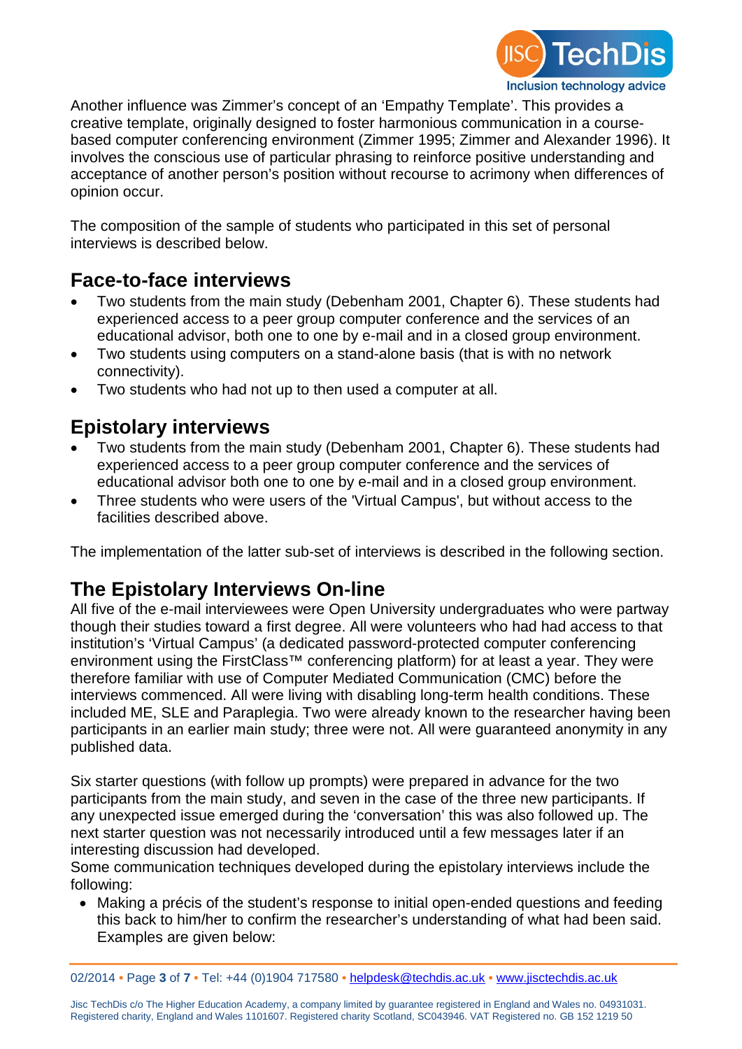Another influence was Zimmer's concept of an 'Empathy Template'. This provides a creative template, originally designed to foster harmonious communication in a course-based computer conferencing environment (Zimmer 1995; Zimmer and Alexander 1996). It involves the conscious use of particular phrasing to reinforce positive understanding and acceptance of another person's position without recourse to acrimony when differences of opinion occur.

The composition of the sample of students who participated in this set of personal interviews is described below.

## Face-to-face interviews

- Two students from the main study (Debenham 2001, Chapter 6). These students had experienced access to a peer group computer conference and the services of an educational advisor, both one to one by e-mail and in a closed group environment.
- Two students using computers on a stand-alone basis (that is with no network connectivity).
- Two students who had not up to then used a computer at all.

## Epistolary interviews

- Two students from the main study (Debenham 2001, Chapter 6). These students had experienced access to a peer group computer conference and the services of educational advisor both one to one by e-mail and in a closed group environment.
- Three students who were users of the 'Virtual Campus', but without access to the facilities described above.

The implementation of the latter sub-set of interviews is described in the following section.

## The Epistolary Interviews On-line

All five of the e-mail interviewees were Open University undergraduates who were partway though their studies toward a first degree. All were volunteers who had had access to that institution's 'Virtual Campus' (a dedicated password-protected computer conferencing environment using the FirstClass™ conferencing platform) for at least a year. They were therefore familiar with use of Computer Mediated Communication (CMC) before the interviews commenced. All were living with disabling long-term health conditions. These included ME, SLE and Paraplegia. Two were already known to the researcher having been participants in an earlier main study; three were not. All were guaranteed anonymity in any published data.

Six starter questions (with follow up prompts) were prepared in advance for the two participants from the main study, and seven in the case of the three new participants. If any unexpected issue emerged during the 'conversation' this was also followed up. The next starter question was not necessarily introduced until a few messages later if an interesting discussion had developed.
Some communication techniques developed during the epistolary interviews include the following:

- Making a précis of the student's response to initial open-ended questions and feeding this back to him/her to confirm the researcher's understanding of what had been said. Examples are given below: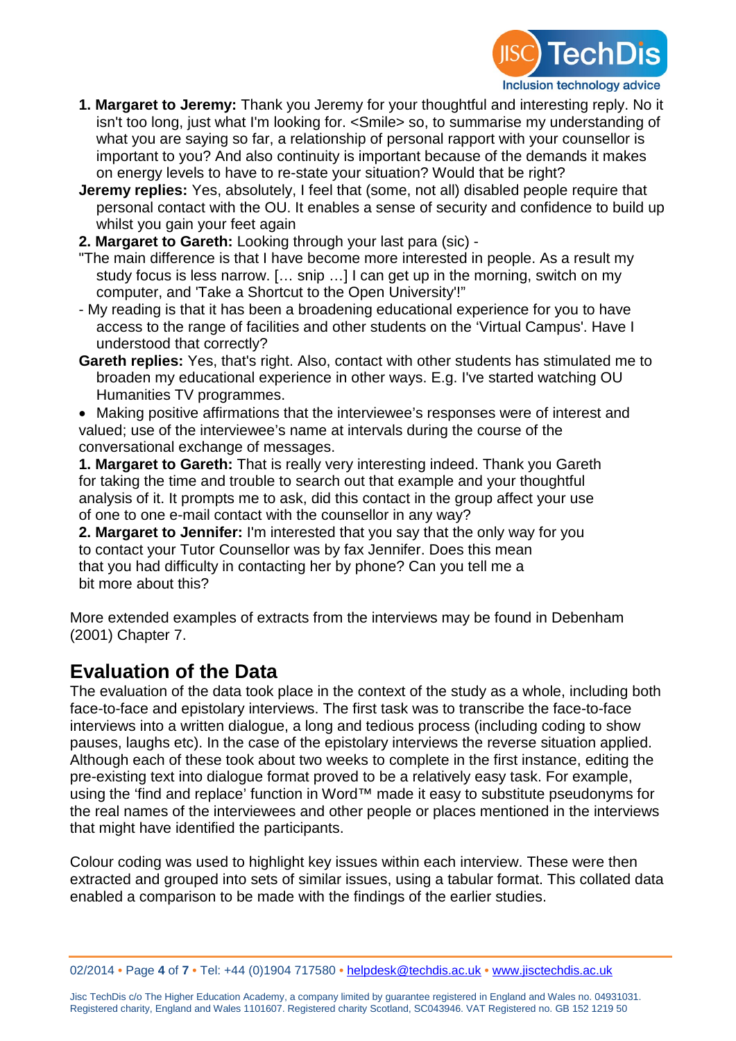1. **Margaret to Jeremy:** Thank you Jeremy for your thoughtful and interesting reply. No it isn't too long, just what I'm looking for. <Smile> so, to summarise my understanding of what you are saying so far, a relationship of personal rapport with your counsellor is important to you? And also continuity is important because of the demands it makes on energy levels to have to re-state your situation? Would that be right?

**Jeremy replies:** Yes, absolutely, I feel that (some, not all) disabled people require that personal contact with the OU. It enables a sense of security and confidence to build up whilst you gain your feet again

2. **Margaret to Gareth:** Looking through your last para (sic) -

"The main difference is that I have become more interested in people. As a result my study focus is less narrow. [… snip …] I can get up in the morning, switch on my computer, and 'Take a Shortcut to the Open University'!"

- My reading is that it has been a broadening educational experience for you to have access to the range of facilities and other students on the 'Virtual Campus'. Have I understood that correctly?

**Gareth replies:** Yes, that's right. Also, contact with other students has stimulated me to broaden my educational experience in other ways. E.g. I've started watching OU Humanities TV programmes.

- Making positive affirmations that the interviewee's responses were of interest and valued; use of the interviewee's name at intervals during the course of the conversational exchange of messages.

1. **Margaret to Gareth:** That is really very interesting indeed. Thank you Gareth for taking the time and trouble to search out that example and your thoughtful analysis of it. It prompts me to ask, did this contact in the group affect your use of one to one e-mail contact with the counsellor in any way?
2. **Margaret to Jennifer:** I'm interested that you say that the only way for you to contact your Tutor Counsellor was by fax Jennifer. Does this mean that you had difficulty in contacting her by phone? Can you tell me a bit more about this?

More extended examples of extracts from the interviews may be found in Debenham (2001) Chapter 7.

## Evaluation of the Data

The evaluation of the data took place in the context of the study as a whole, including both face-to-face and epistolary interviews. The first task was to transcribe the face-to-face interviews into a written dialogue, a long and tedious process (including coding to show pauses, laughs etc). In the case of the epistolary interviews the reverse situation applied. Although each of these took about two weeks to complete in the first instance, editing the pre-existing text into dialogue format proved to be a relatively easy task. For example, using the 'find and replace' function in Word™ made it easy to substitute pseudonyms for the real names of the interviewees and other people or places mentioned in the interviews that might have identified the participants.

Colour coding was used to highlight key issues within each interview. These were then extracted and grouped into sets of similar issues, using a tabular format. This collated data enabled a comparison to be made with the findings of the earlier studies.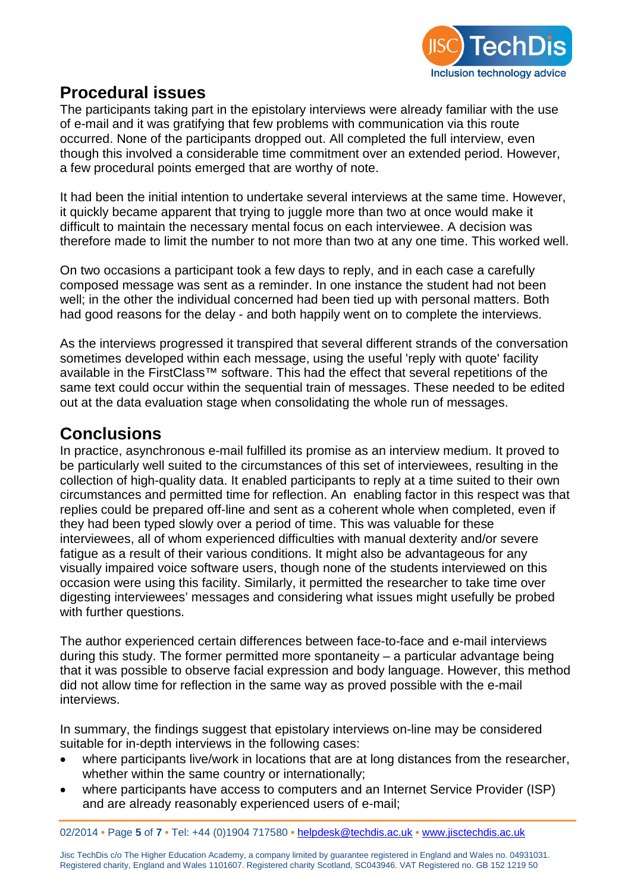## Procedural issues

The participants taking part in the epistolary interviews were already familiar with the use of e-mail and it was gratifying that few problems with communication via this route occurred. None of the participants dropped out. All completed the full interview, even though this involved a considerable time commitment over an extended period. However, a few procedural points emerged that are worthy of note.

It had been the initial intention to undertake several interviews at the same time. However, it quickly became apparent that trying to juggle more than two at once would make it difficult to maintain the necessary mental focus on each interviewee. A decision was therefore made to limit the number to not more than two at any one time. This worked well.

On two occasions a participant took a few days to reply, and in each case a carefully composed message was sent as a reminder. In one instance the student had not been well; in the other the individual concerned had been tied up with personal matters. Both had good reasons for the delay - and both happily went on to complete the interviews.

As the interviews progressed it transpired that several different strands of the conversation sometimes developed within each message, using the useful 'reply with quote' facility available in the FirstClass™ software. This had the effect that several repetitions of the same text could occur within the sequential train of messages. These needed to be edited out at the data evaluation stage when consolidating the whole run of messages.

## Conclusions

In practice, asynchronous e-mail fulfilled its promise as an interview medium. It proved to be particularly well suited to the circumstances of this set of interviewees, resulting in the collection of high-quality data. It enabled participants to reply at a time suited to their own circumstances and permitted time for reflection. An enabling factor in this respect was that replies could be prepared off-line and sent as a coherent whole when completed, even if they had been typed slowly over a period of time. This was valuable for these interviewees, all of whom experienced difficulties with manual dexterity and/or severe fatigue as a result of their various conditions. It might also be advantageous for any visually impaired voice software users, though none of the students interviewed on this occasion were using this facility. Similarly, it permitted the researcher to take time over digesting interviewees' messages and considering what issues might usefully be probed with further questions.

The author experienced certain differences between face-to-face and e-mail interviews during this study. The former permitted more spontaneity – a particular advantage being that it was possible to observe facial expression and body language. However, this method did not allow time for reflection in the same way as proved possible with the e-mail interviews.

In summary, the findings suggest that epistolary interviews on-line may be considered suitable for in-depth interviews in the following cases:

- where participants live/work in locations that are at long distances from the researcher, whether within the same country or internationally;
- where participants have access to computers and an Internet Service Provider (ISP) and are already reasonably experienced users of e-mail;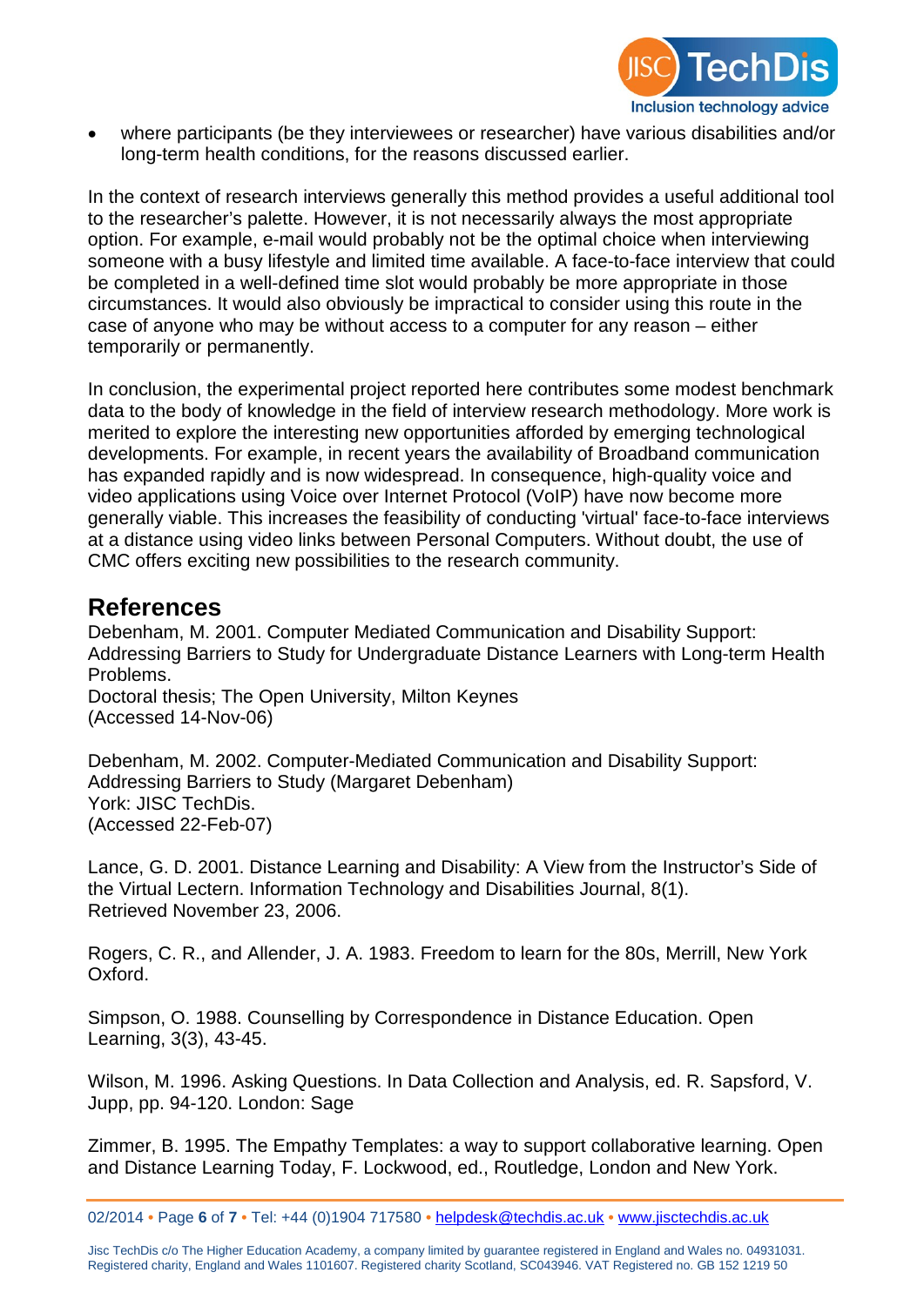- where participants (be they interviewees or researcher) have various disabilities and/or long-term health conditions, for the reasons discussed earlier.

In the context of research interviews generally this method provides a useful additional tool to the researcher's palette. However, it is not necessarily always the most appropriate option. For example, e-mail would probably not be the optimal choice when interviewing someone with a busy lifestyle and limited time available. A face-to-face interview that could be completed in a well-defined time slot would probably be more appropriate in those circumstances. It would also obviously be impractical to consider using this route in the case of anyone who may be without access to a computer for any reason – either temporarily or permanently.

In conclusion, the experimental project reported here contributes some modest benchmark data to the body of knowledge in the field of interview research methodology. More work is merited to explore the interesting new opportunities afforded by emerging technological developments. For example, in recent years the availability of Broadband communication has expanded rapidly and is now widespread. In consequence, high-quality voice and video applications using Voice over Internet Protocol (VoIP) have now become more generally viable. This increases the feasibility of conducting 'virtual' face-to-face interviews at a distance using video links between Personal Computers. Without doubt, the use of CMC offers exciting new possibilities to the research community.

## References

Debenham, M. 2001. Computer Mediated Communication and Disability Support: Addressing Barriers to Study for Undergraduate Distance Learners with Long-term Health Problems.
Doctoral thesis; The Open University, Milton Keynes
(Accessed 14-Nov-06)

Debenham, M. 2002. Computer-Mediated Communication and Disability Support: Addressing Barriers to Study (Margaret Debenham)
York: JISC TechDis.
(Accessed 22-Feb-07)

Lance, G. D. 2001. Distance Learning and Disability: A View from the Instructor's Side of the Virtual Lectern. Information Technology and Disabilities Journal, 8(1).
Retrieved November 23, 2006.

Rogers, C. R., and Allender, J. A. 1983. Freedom to learn for the 80s, Merrill, New York Oxford.

Simpson, O. 1988. Counselling by Correspondence in Distance Education. Open Learning, 3(3), 43-45.

Wilson, M. 1996. Asking Questions. In Data Collection and Analysis, ed. R. Sapsford, V. Jupp, pp. 94-120. London: Sage

Zimmer, B. 1995. The Empathy Templates: a way to support collaborative learning. Open and Distance Learning Today, F. Lockwood, ed., Routledge, London and New York.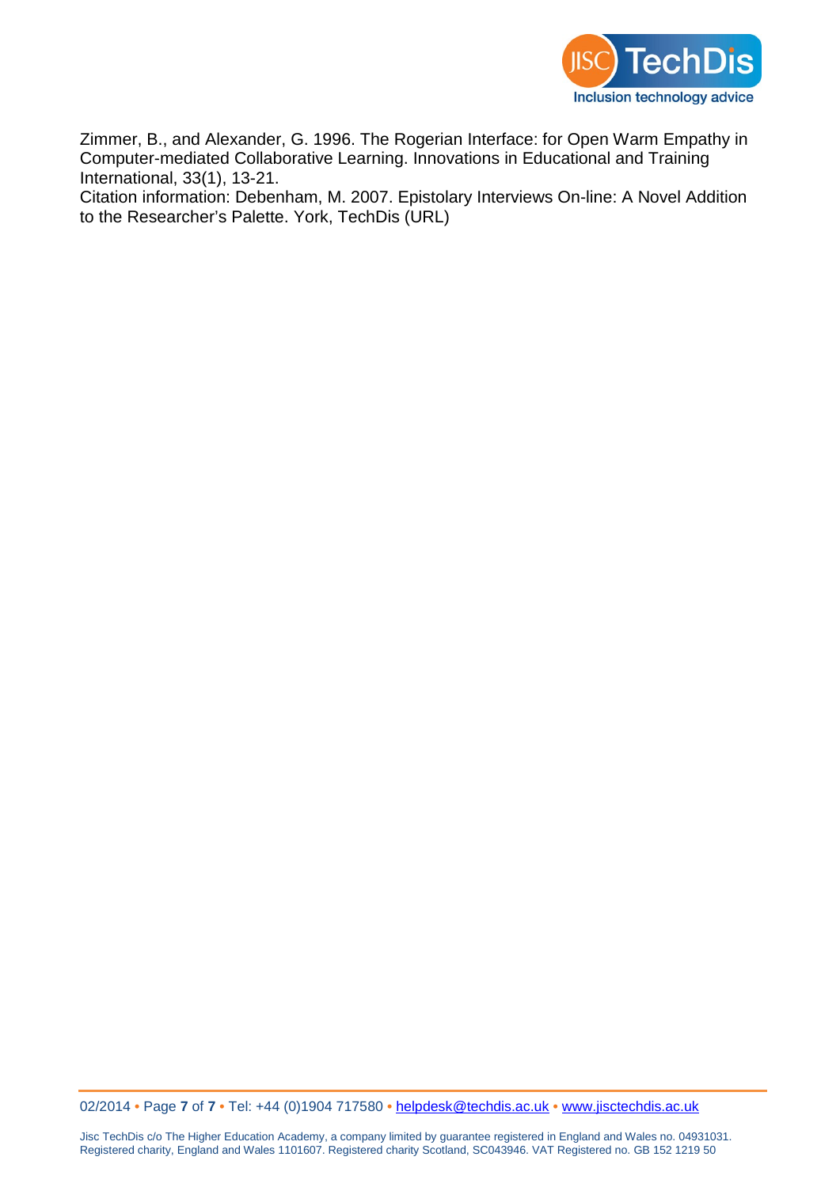Zimmer, B., and Alexander, G. 1996. The Rogerian Interface: for Open Warm Empathy in Computer-mediated Collaborative Learning. Innovations in Educational and Training International, 33(1), 13-21.

Citation information: Debenham, M. 2007. Epistolary Interviews On-line: A Novel Addition to the Researcher's Palette. York, TechDis (URL)